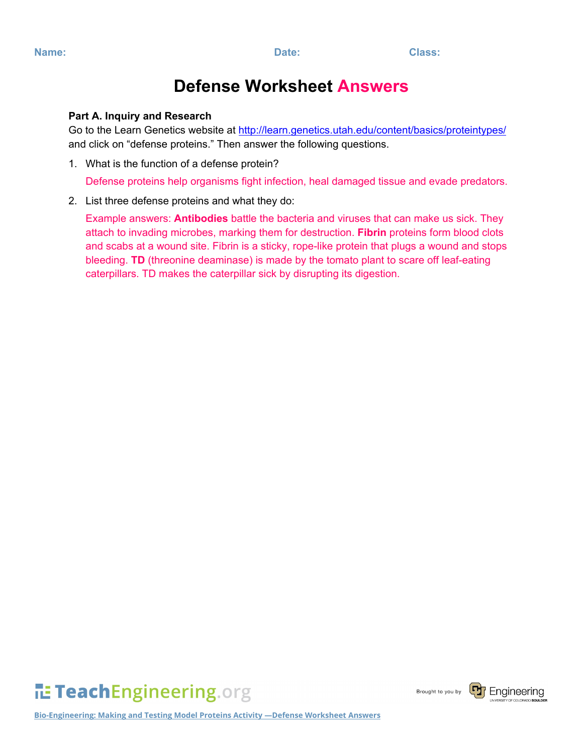**Name:** **Date:** **Class:**

# Defense Worksheet Answers

**Part A. Inquiry and Research**

Go to the Learn Genetics website at http://learn.genetics.utah.edu/content/basics/proteintypes/ and click on "defense proteins." Then answer the following questions.

1. What is the function of a defense protein?

   Defense proteins help organisms fight infection, heal damaged tissue and evade predators.

2. List three defense proteins and what they do:

   Example answers: **Antibodies** battle the bacteria and viruses that can make us sick. They attach to invading microbes, marking them for destruction. **Fibrin** proteins form blood clots and scabs at a wound site. Fibrin is a sticky, rope-like protein that plugs a wound and stops bleeding. **TD** (threonine deaminase) is made by the tomato plant to scare off leaf-eating caterpillars. TD makes the caterpillar sick by disrupting its digestion.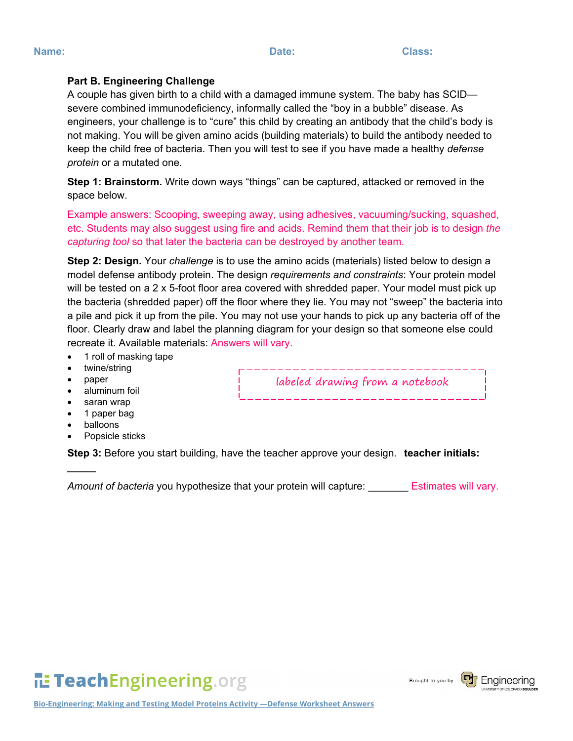Name: Date: Class:

**Part B. Engineering Challenge**

A couple has given birth to a child with a damaged immune system. The baby has SCID—severe combined immunodeficiency, informally called the "boy in a bubble" disease. As engineers, your challenge is to "cure" this child by creating an antibody that the child's body is not making. You will be given amino acids (building materials) to build the antibody needed to keep the child free of bacteria. Then you will test to see if you have made a healthy *defense protein* or a mutated one.

**Step 1: Brainstorm.** Write down ways "things" can be captured, attacked or removed in the space below.

Example answers: Scooping, sweeping away, using adhesives, vacuuming/sucking, squashed, etc. Students may also suggest using fire and acids. Remind them that their job is to design *the capturing tool* so that later the bacteria can be destroyed by another team.

**Step 2: Design.** Your *challenge* is to use the amino acids (materials) listed below to design a model defense antibody protein. The design *requirements and constraints*: Your protein model will be tested on a 2 x 5-foot floor area covered with shredded paper. Your model must pick up the bacteria (shredded paper) off the floor where they lie. You may not "sweep" the bacteria into a pile and pick it up from the pile. You may not use your hands to pick up any bacteria off of the floor. Clearly draw and label the planning diagram for your design so that someone else could recreate it. Available materials: Answers will vary.

- 1 roll of masking tape
- twine/string
- paper
- aluminum foil
- saran wrap
- 1 paper bag
- balloons
- Popsicle sticks

labeled drawing from a notebook

**Step 3:** Before you start building, have the teacher approve your design. **teacher initials:** _____

*Amount of bacteria* you hypothesize that your protein will capture: _______ Estimates will vary.

Bio-Engineering: Making and Testing Model Proteins Activity —Defense Worksheet Answers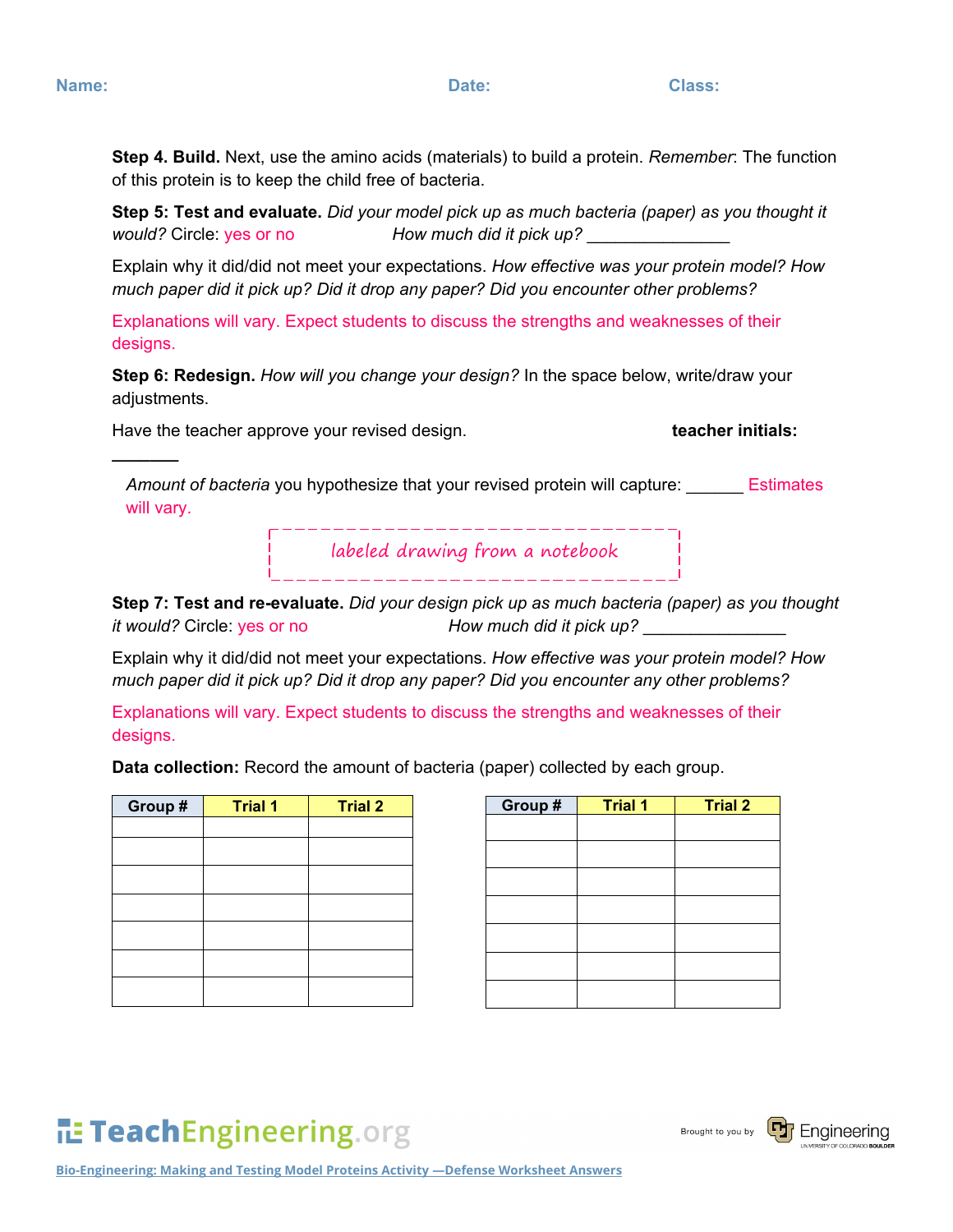**Name:** **Date:** **Class:**

**Step 4. Build.** Next, use the amino acids (materials) to build a protein. *Remember*: The function of this protein is to keep the child free of bacteria.

**Step 5: Test and evaluate.** *Did your model pick up as much bacteria (paper) as you thought it would?* Circle: yes or no *How much did it pick up?* _______________

Explain why it did/did not meet your expectations. *How effective was your protein model? How much paper did it pick up? Did it drop any paper? Did you encounter other problems?*

Explanations will vary. Expect students to discuss the strengths and weaknesses of their designs.

**Step 6: Redesign.** *How will you change your design?* In the space below, write/draw your adjustments.

Have the teacher approve your revised design. **teacher initials:** _______

*Amount of bacteria* you hypothesize that your revised protein will capture: ______ Estimates will vary.

labeled drawing from a notebook

**Step 7: Test and re-evaluate.** *Did your design pick up as much bacteria (paper) as you thought it would?* Circle: yes or no *How much did it pick up?* _______________

Explain why it did/did not meet your expectations. *How effective was your protein model? How much paper did it pick up? Did it drop any paper? Did you encounter any other problems?*

Explanations will vary. Expect students to discuss the strengths and weaknesses of their designs.

**Data collection:** Record the amount of bacteria (paper) collected by each group.

| Group # | Trial 1 | Trial 2 |
|---|---|---|
| | | |
| | | |
| | | |
| | | |
| | | |
| | | |
| | | |

| Group # | Trial 1 | Trial 2 |
|---|---|---|
| | | |
| | | |
| | | |
| | | |
| | | |
| | | |
| | | |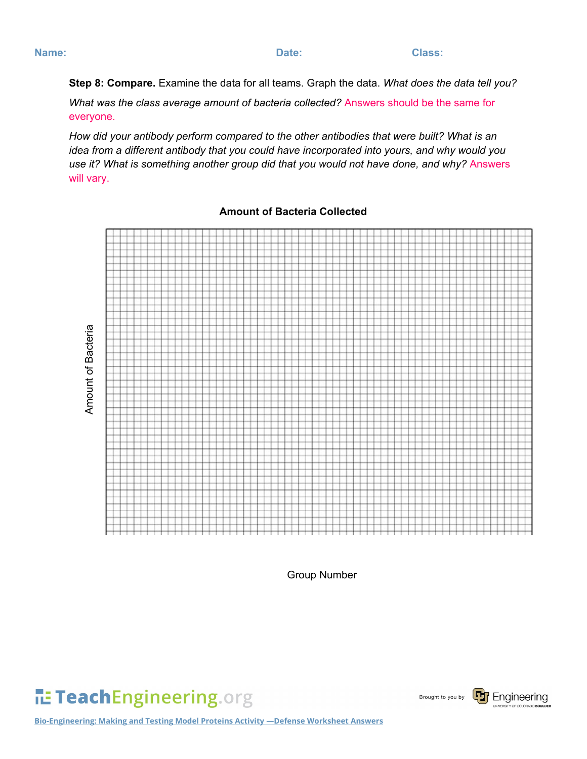**Name:** **Date:** **Class:**

**Step 8: Compare.** Examine the data for all teams. Graph the data. *What does the data tell you?*

*What was the class average amount of bacteria collected?* Answers should be the same for everyone.

*How did your antibody perform compared to the other antibodies that were built? What is an idea from a different antibody that you could have incorporated into yours, and why would you use it? What is something another group did that you would not have done, and why?* Answers will vary.

**Amount of Bacteria Collected**

Amount of Bacteria

Group Number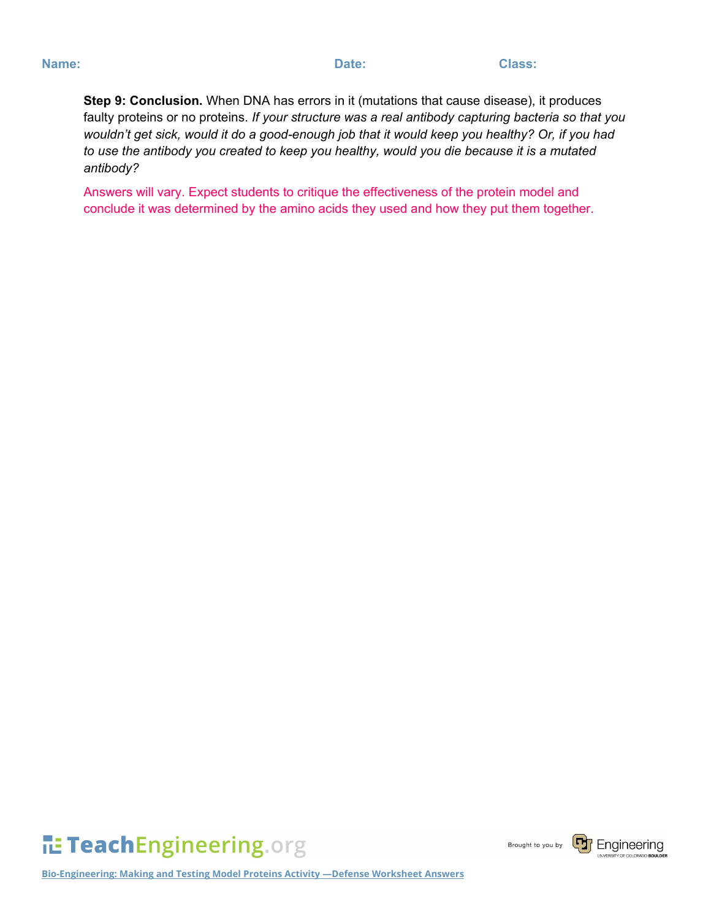**Name:** **Date:** **Class:**

**Step 9: Conclusion.** When DNA has errors in it (mutations that cause disease), it produces faulty proteins or no proteins. *If your structure was a real antibody capturing bacteria so that you wouldn't get sick, would it do a good-enough job that it would keep you healthy? Or, if you had to use the antibody you created to keep you healthy, would you die because it is a mutated antibody?*

Answers will vary. Expect students to critique the effectiveness of the protein model and conclude it was determined by the amino acids they used and how they put them together.